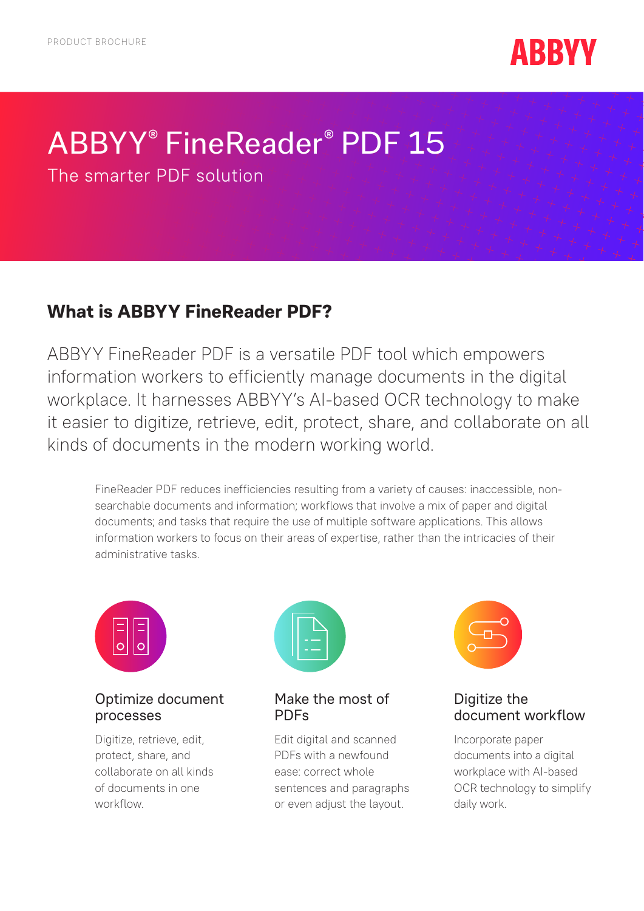PRODUCT BROCHURE

ABBYY

# ABBYY® FineReader® PDF 15

The smarter PDF solution

## What is ABBYY FineReader PDF?

ABBYY FineReader PDF is a versatile PDF tool which empowers information workers to efficiently manage documents in the digital workplace. It harnesses ABBYY's AI-based OCR technology to make it easier to digitize, retrieve, edit, protect, share, and collaborate on all kinds of documents in the modern working world.

FineReader PDF reduces inefficiencies resulting from a variety of causes: inaccessible, non-searchable documents and information; workflows that involve a mix of paper and digital documents; and tasks that require the use of multiple software applications. This allows information workers to focus on their areas of expertise, rather than the intricacies of their administrative tasks.

### Optimize document processes

Digitize, retrieve, edit, protect, share, and collaborate on all kinds of documents in one workflow.

### Make the most of PDFs

Edit digital and scanned PDFs with a newfound ease: correct whole sentences and paragraphs or even adjust the layout.

### Digitize the document workflow

Incorporate paper documents into a digital workplace with AI-based OCR technology to simplify daily work.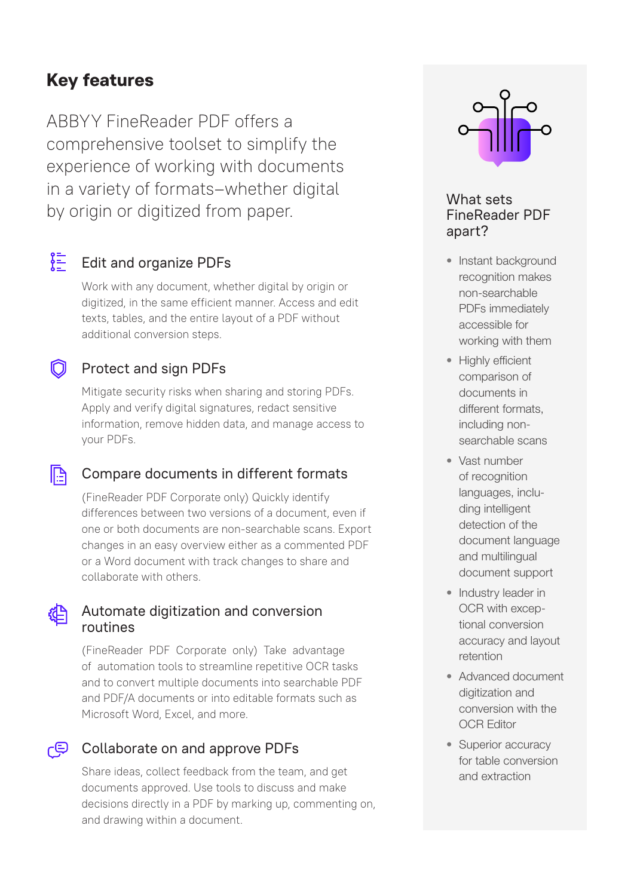## Key features

ABBYY FineReader PDF offers a comprehensive toolset to simplify the experience of working with documents in a variety of formats–whether digital by origin or digitized from paper.

### Edit and organize PDFs

Work with any document, whether digital by origin or digitized, in the same efficient manner. Access and edit texts, tables, and the entire layout of a PDF without additional conversion steps.

### Protect and sign PDFs

Mitigate security risks when sharing and storing PDFs. Apply and verify digital signatures, redact sensitive information, remove hidden data, and manage access to your PDFs.

### Compare documents in different formats

(FineReader PDF Corporate only) Quickly identify differences between two versions of a document, even if one or both documents are non-searchable scans. Export changes in an easy overview either as a commented PDF or a Word document with track changes to share and collaborate with others.

### Automate digitization and conversion routines

(FineReader PDF Corporate only) Take advantage of automation tools to streamline repetitive OCR tasks and to convert multiple documents into searchable PDF and PDF/A documents or into editable formats such as Microsoft Word, Excel, and more.

### Collaborate on and approve PDFs

Share ideas, collect feedback from the team, and get documents approved. Use tools to discuss and make decisions directly in a PDF by marking up, commenting on, and drawing within a document.

### What sets FineReader PDF apart?

- Instant background recognition makes non-searchable PDFs immediately accessible for working with them
- Highly efficient comparison of documents in different formats, including non-searchable scans
- Vast number of recognition languages, including intelligent detection of the document language and multilingual document support
- Industry leader in OCR with exceptional conversion accuracy and layout retention
- Advanced document digitization and conversion with the OCR Editor
- Superior accuracy for table conversion and extraction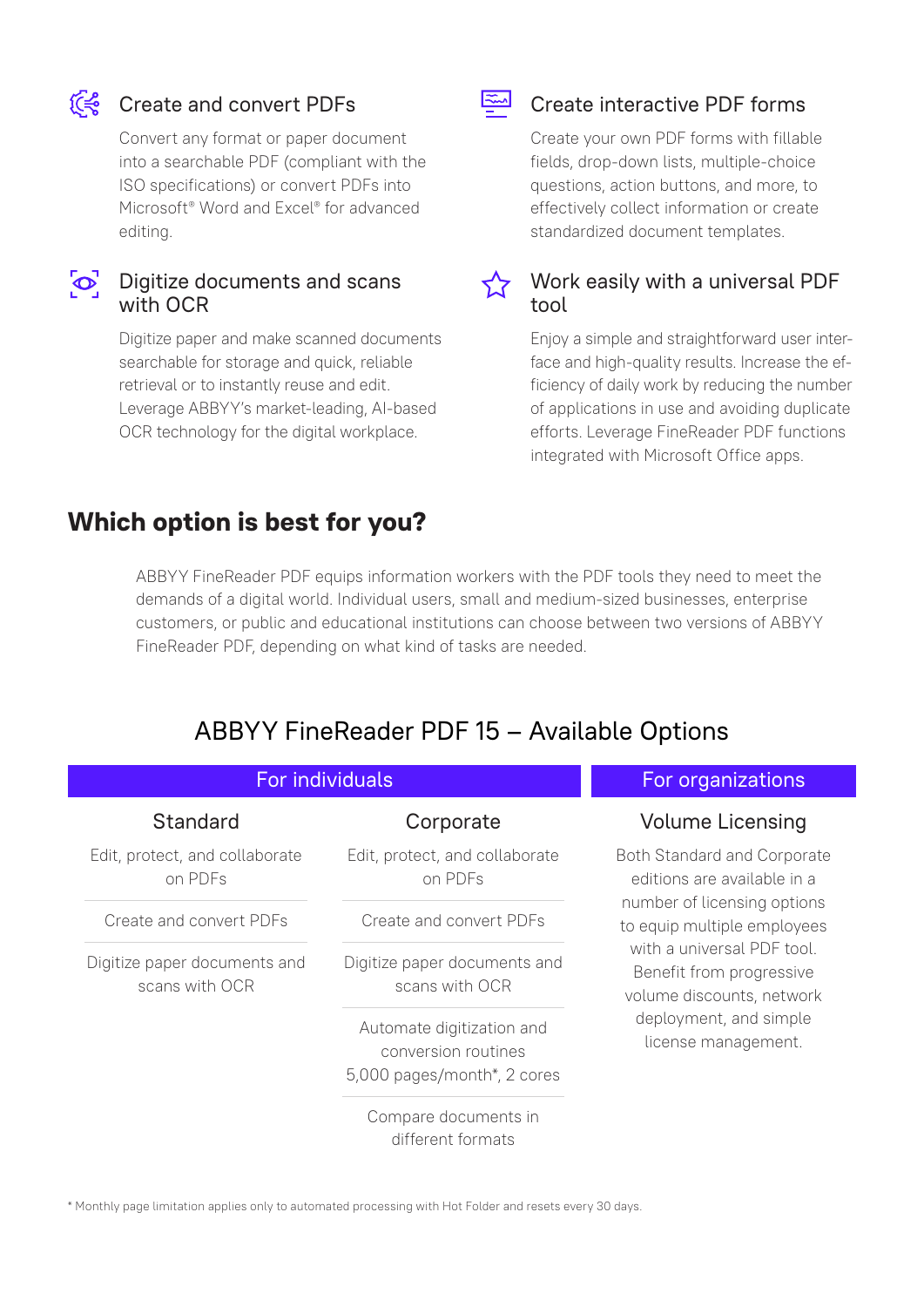### Create and convert PDFs

Convert any format or paper document into a searchable PDF (compliant with the ISO specifications) or convert PDFs into Microsoft® Word and Excel® for advanced editing.

### Digitize documents and scans with OCR

Digitize paper and make scanned documents searchable for storage and quick, reliable retrieval or to instantly reuse and edit. Leverage ABBYY's market-leading, AI-based OCR technology for the digital workplace.

### Create interactive PDF forms

Create your own PDF forms with fillable fields, drop-down lists, multiple-choice questions, action buttons, and more, to effectively collect information or create standardized document templates.

### Work easily with a universal PDF tool

Enjoy a simple and straightforward user interface and high-quality results. Increase the efficiency of daily work by reducing the number of applications in use and avoiding duplicate efforts. Leverage FineReader PDF functions integrated with Microsoft Office apps.

## Which option is best for you?

ABBYY FineReader PDF equips information workers with the PDF tools they need to meet the demands of a digital world. Individual users, small and medium-sized businesses, enterprise customers, or public and educational institutions can choose between two versions of ABBYY FineReader PDF, depending on what kind of tasks are needed.

### ABBYY FineReader PDF 15 – Available Options

| For individuals | | For organizations |
|---|---|---|
| **Standard** | **Corporate** | **Volume Licensing** |
| Edit, protect, and collaborate on PDFs | Edit, protect, and collaborate on PDFs | Both Standard and Corporate editions are available in a number of licensing options to equip multiple employees with a universal PDF tool. Benefit from progressive volume discounts, network deployment, and simple license management. |
| Create and convert PDFs | Create and convert PDFs | |
| Digitize paper documents and scans with OCR | Digitize paper documents and scans with OCR | |
| | Automate digitization and conversion routines 5,000 pages/month*, 2 cores | |
| | Compare documents in different formats | |

* Monthly page limitation applies only to automated processing with Hot Folder and resets every 30 days.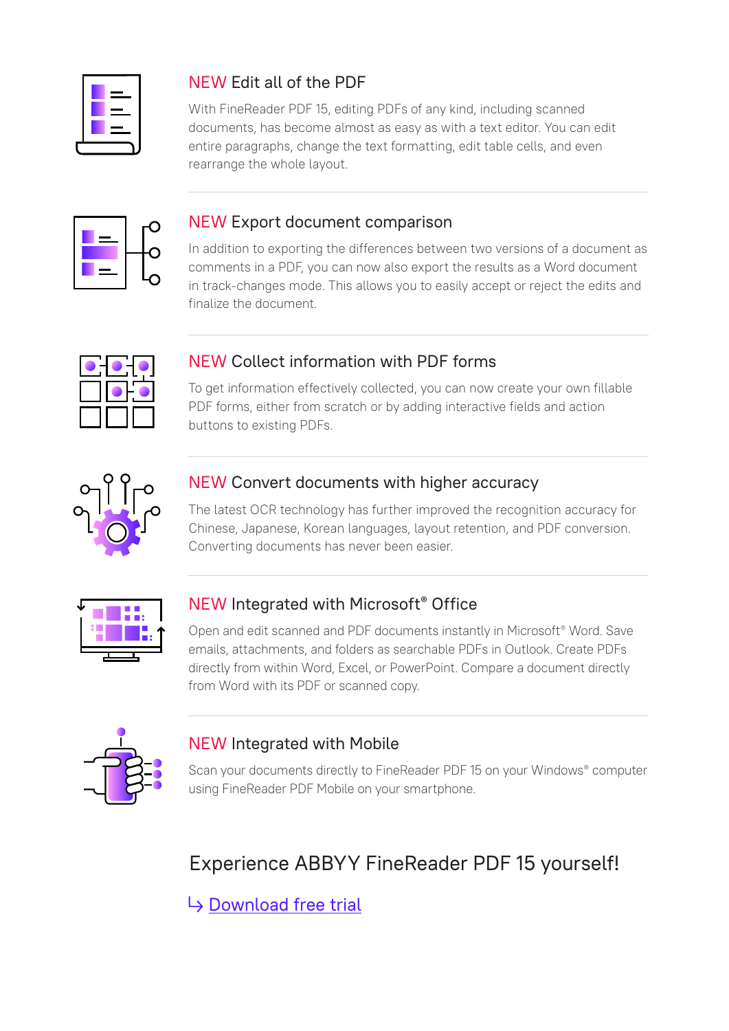## NEW Edit all of the PDF

With FineReader PDF 15, editing PDFs of any kind, including scanned documents, has become almost as easy as with a text editor. You can edit entire paragraphs, change the text formatting, edit table cells, and even rearrange the whole layout.

## NEW Export document comparison

In addition to exporting the differences between two versions of a document as comments in a PDF, you can now also export the results as a Word document in track-changes mode. This allows you to easily accept or reject the edits and finalize the document.

## NEW Collect information with PDF forms

To get information effectively collected, you can now create your own fillable PDF forms, either from scratch or by adding interactive fields and action buttons to existing PDFs.

## NEW Convert documents with higher accuracy

The latest OCR technology has further improved the recognition accuracy for Chinese, Japanese, Korean languages, layout retention, and PDF conversion. Converting documents has never been easier.

## NEW Integrated with Microsoft® Office

Open and edit scanned and PDF documents instantly in Microsoft® Word. Save emails, attachments, and folders as searchable PDFs in Outlook. Create PDFs directly from within Word, Excel, or PowerPoint. Compare a document directly from Word with its PDF or scanned copy.

## NEW Integrated with Mobile

Scan your documents directly to FineReader PDF 15 on your Windows® computer using FineReader PDF Mobile on your smartphone.

# Experience ABBYY FineReader PDF 15 yourself!

↳ Download free trial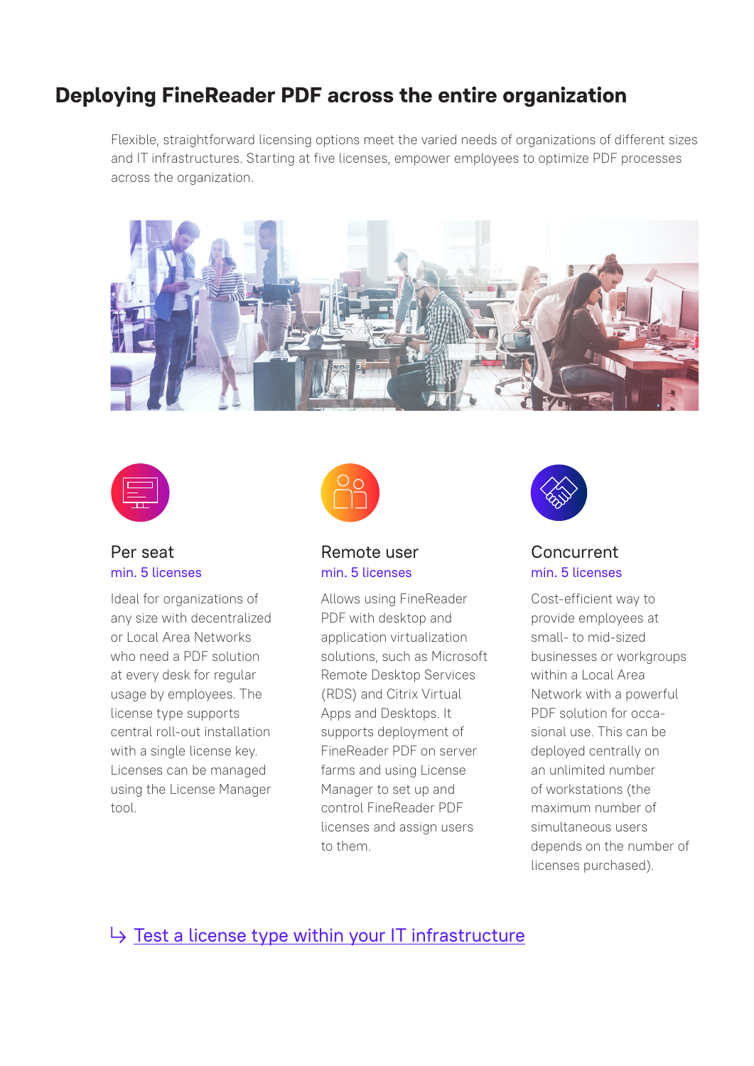# Deploying FineReader PDF across the entire organization

Flexible, straightforward licensing options meet the varied needs of organizations of different sizes and IT infrastructures. Starting at five licenses, empower employees to optimize PDF processes across the organization.

### Per seat

min. 5 licenses

Ideal for organizations of any size with decentralized or Local Area Networks who need a PDF solution at every desk for regular usage by employees. The license type supports central roll-out installation with a single license key. Licenses can be managed using the License Manager tool.

### Remote user

min. 5 licenses

Allows using FineReader PDF with desktop and application virtualization solutions, such as Microsoft Remote Desktop Services (RDS) and Citrix Virtual Apps and Desktops. It supports deployment of FineReader PDF on server farms and using License Manager to set up and control FineReader PDF licenses and assign users to them.

### Concurrent

min. 5 licenses

Cost-efficient way to provide employees at small- to mid-sized businesses or workgroups within a Local Area Network with a powerful PDF solution for occasional use. This can be deployed centrally on an unlimited number of workstations (the maximum number of simultaneous users depends on the number of licenses purchased).

↳ Test a license type within your IT infrastructure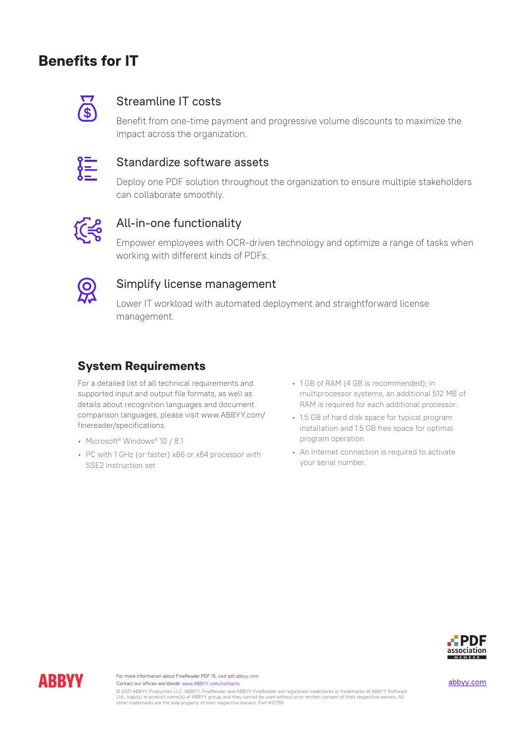## Benefits for IT

### Streamline IT costs

Benefit from one-time payment and progressive volume discounts to maximize the impact across the organization.

### Standardize software assets

Deploy one PDF solution throughout the organization to ensure multiple stakeholders can collaborate smoothly.

### All-in-one functionality

Empower employees with OCR-driven technology and optimize a range of tasks when working with different kinds of PDFs.

### Simplify license management

Lower IT workload with automated deployment and straightforward license management.

## System Requirements

For a detailed list of all technical requirements and supported input and output file formats, as well as details about recognition languages and document comparison languages, please visit www.ABBYY.com/finereader/specifications

- Microsoft® Windows® 10 / 8.1
- PC with 1 GHz (or faster) x86 or x64 processor with SSE2 instruction set
- 1 GB of RAM (4 GB is recommended); in multiprocessor systems, an additional 512 MB of RAM is required for each additional processor.
- 1.5 GB of hard disk space for typical program installation and 1.5 GB free space for optimal program operation
- An Internet connection is required to activate your serial number.

For more information about FineReader PDF 15, visit pdf.abbyy.com
Contact our offices worldwide: www.ABBYY.com/contacts

© 2021 ABBYY Production LLC. ABBYY, FineReader and ABBYY FineReader are registered trademarks or trademarks of ABBYY Software Ltd., logo(s) or product name(s) of ABBYY group, and they cannot be used without prior written consent of their respective owners. All other trademarks are the sole property of their respective owners. Part #12750

abbyy.com